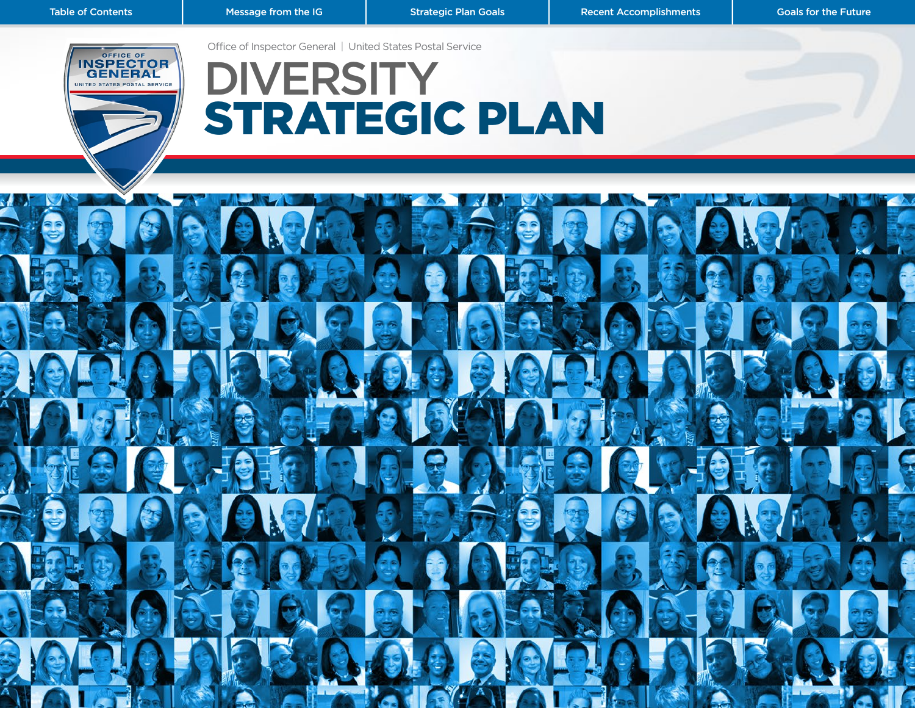Table of Contents | Message from the IG | Strategic Plan Goals | Recent Accomplishments | Goals for the Future

OFFICE OF INSPECTOR GENERAL
UNITED STATES POSTAL SERVICE

Office of Inspector General | United States Postal Service

# DIVERSITY STRATEGIC PLAN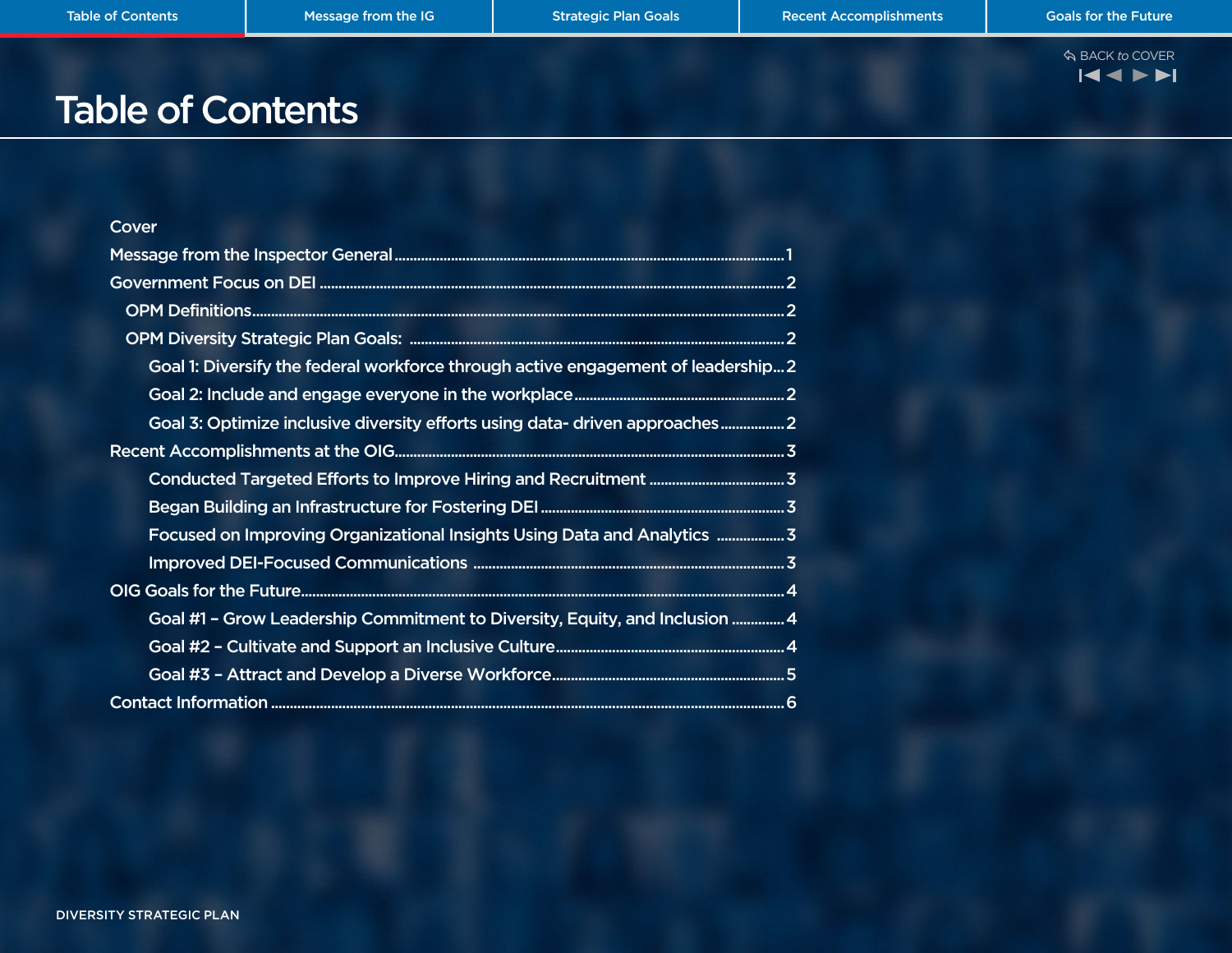# Table of Contents

- Cover
- Message from the Inspector General ... 1
- Government Focus on DEI ... 2
  - OPM Definitions ... 2
  - OPM Diversity Strategic Plan Goals: ... 2
    - Goal 1: Diversify the federal workforce through active engagement of leadership ... 2
    - Goal 2: Include and engage everyone in the workplace ... 2
    - Goal 3: Optimize inclusive diversity efforts using data- driven approaches ... 2
- Recent Accomplishments at the OIG ... 3
  - Conducted Targeted Efforts to Improve Hiring and Recruitment ... 3
  - Began Building an Infrastructure for Fostering DEI ... 3
  - Focused on Improving Organizational Insights Using Data and Analytics ... 3
  - Improved DEI-Focused Communications ... 3
- OIG Goals for the Future ... 4
  - Goal #1 – Grow Leadership Commitment to Diversity, Equity, and Inclusion ... 4
  - Goal #2 – Cultivate and Support an Inclusive Culture ... 4
  - Goal #3 – Attract and Develop a Diverse Workforce ... 5
- Contact Information ... 6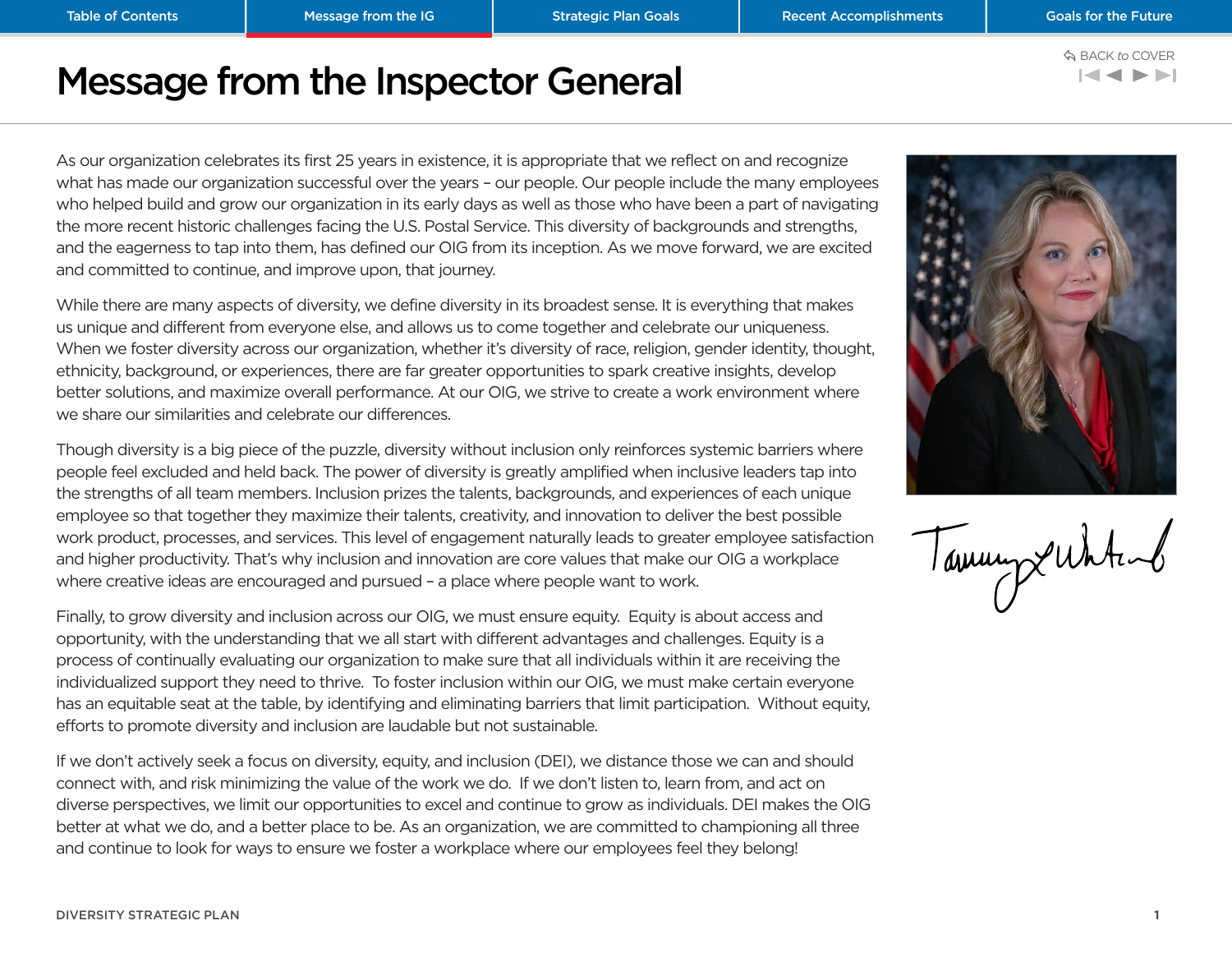# Message from the Inspector General

As our organization celebrates its first 25 years in existence, it is appropriate that we reflect on and recognize what has made our organization successful over the years – our people. Our people include the many employees who helped build and grow our organization in its early days as well as those who have been a part of navigating the more recent historic challenges facing the U.S. Postal Service. This diversity of backgrounds and strengths, and the eagerness to tap into them, has defined our OIG from its inception. As we move forward, we are excited and committed to continue, and improve upon, that journey.

While there are many aspects of diversity, we define diversity in its broadest sense. It is everything that makes us unique and different from everyone else, and allows us to come together and celebrate our uniqueness. When we foster diversity across our organization, whether it's diversity of race, religion, gender identity, thought, ethnicity, background, or experiences, there are far greater opportunities to spark creative insights, develop better solutions, and maximize overall performance. At our OIG, we strive to create a work environment where we share our similarities and celebrate our differences.

Though diversity is a big piece of the puzzle, diversity without inclusion only reinforces systemic barriers where people feel excluded and held back. The power of diversity is greatly amplified when inclusive leaders tap into the strengths of all team members. Inclusion prizes the talents, backgrounds, and experiences of each unique employee so that together they maximize their talents, creativity, and innovation to deliver the best possible work product, processes, and services. This level of engagement naturally leads to greater employee satisfaction and higher productivity. That's why inclusion and innovation are core values that make our OIG a workplace where creative ideas are encouraged and pursued – a place where people want to work.

Finally, to grow diversity and inclusion across our OIG, we must ensure equity. Equity is about access and opportunity, with the understanding that we all start with different advantages and challenges. Equity is a process of continually evaluating our organization to make sure that all individuals within it are receiving the individualized support they need to thrive. To foster inclusion within our OIG, we must make certain everyone has an equitable seat at the table, by identifying and eliminating barriers that limit participation. Without equity, efforts to promote diversity and inclusion are laudable but not sustainable.

If we don't actively seek a focus on diversity, equity, and inclusion (DEI), we distance those we can and should connect with, and risk minimizing the value of the work we do. If we don't listen to, learn from, and act on diverse perspectives, we limit our opportunities to excel and continue to grow as individuals. DEI makes the OIG better at what we do, and a better place to be. As an organization, we are committed to championing all three and continue to look for ways to ensure we foster a workplace where our employees feel they belong!

Tammy L. Whitcomb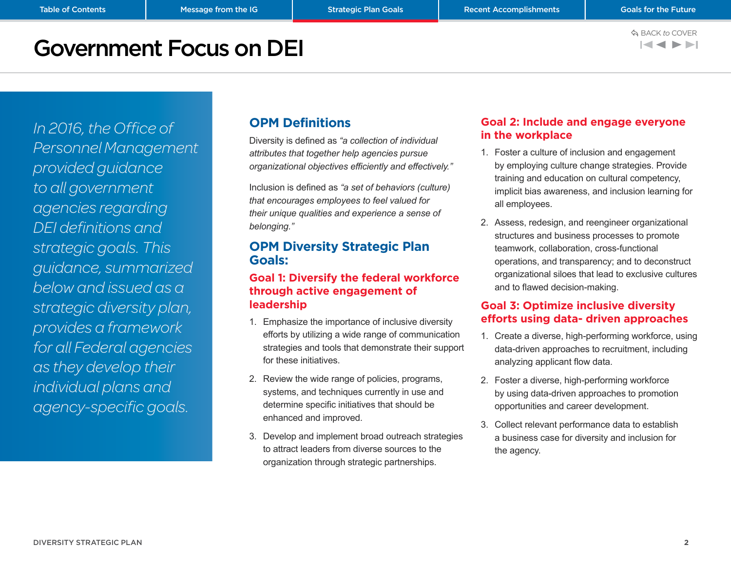# Government Focus on DEI

*In 2016, the Office of Personnel Management provided guidance to all government agencies regarding DEI definitions and strategic goals. This guidance, summarized below and issued as a strategic diversity plan, provides a framework for all Federal agencies as they develop their individual plans and agency-specific goals.*

## OPM Definitions

Diversity is defined as *"a collection of individual attributes that together help agencies pursue organizational objectives efficiently and effectively."*

Inclusion is defined as *"a set of behaviors (culture) that encourages employees to feel valued for their unique qualities and experience a sense of belonging."*

## OPM Diversity Strategic Plan Goals:

### Goal 1: Diversify the federal workforce through active engagement of leadership

1. Emphasize the importance of inclusive diversity efforts by utilizing a wide range of communication strategies and tools that demonstrate their support for these initiatives.
2. Review the wide range of policies, programs, systems, and techniques currently in use and determine specific initiatives that should be enhanced and improved.
3. Develop and implement broad outreach strategies to attract leaders from diverse sources to the organization through strategic partnerships.

### Goal 2: Include and engage everyone in the workplace

1. Foster a culture of inclusion and engagement by employing culture change strategies. Provide training and education on cultural competency, implicit bias awareness, and inclusion learning for all employees.
2. Assess, redesign, and reengineer organizational structures and business processes to promote teamwork, collaboration, cross-functional operations, and transparency; and to deconstruct organizational siloes that lead to exclusive cultures and to flawed decision-making.

### Goal 3: Optimize inclusive diversity efforts using data- driven approaches

1. Create a diverse, high-performing workforce, using data-driven approaches to recruitment, including analyzing applicant flow data.
2. Foster a diverse, high-performing workforce by using data-driven approaches to promotion opportunities and career development.
3. Collect relevant performance data to establish a business case for diversity and inclusion for the agency.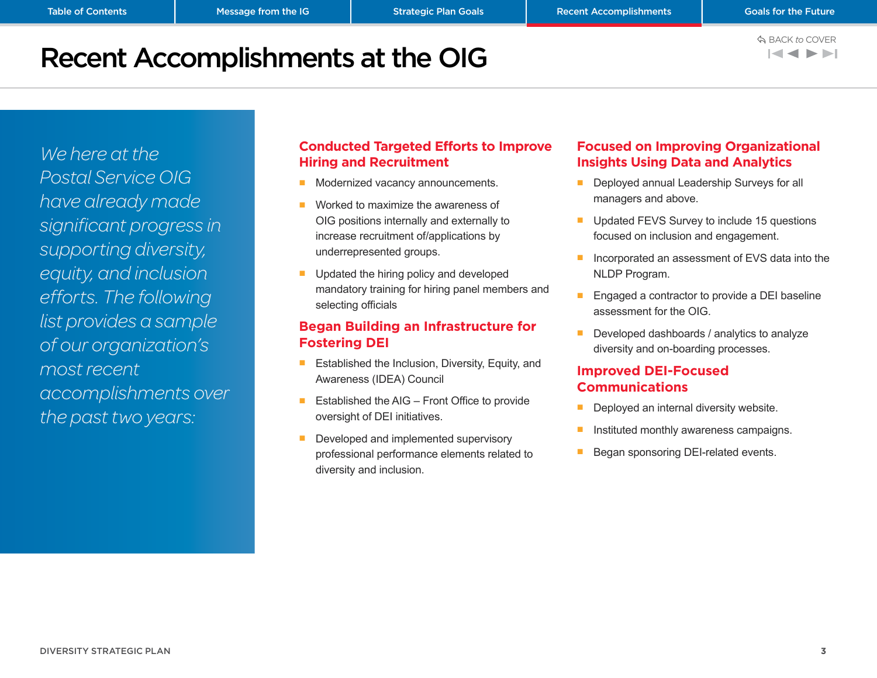# Recent Accomplishments at the OIG

*We here at the Postal Service OIG have already made significant progress in supporting diversity, equity, and inclusion efforts. The following list provides a sample of our organization's most recent accomplishments over the past two years:*

## Conducted Targeted Efforts to Improve Hiring and Recruitment

- Modernized vacancy announcements.
- Worked to maximize the awareness of OIG positions internally and externally to increase recruitment of/applications by underrepresented groups.
- Updated the hiring policy and developed mandatory training for hiring panel members and selecting officials

## Began Building an Infrastructure for Fostering DEI

- Established the Inclusion, Diversity, Equity, and Awareness (IDEA) Council
- Established the AIG – Front Office to provide oversight of DEI initiatives.
- Developed and implemented supervisory professional performance elements related to diversity and inclusion.

## Focused on Improving Organizational Insights Using Data and Analytics

- Deployed annual Leadership Surveys for all managers and above.
- Updated FEVS Survey to include 15 questions focused on inclusion and engagement.
- Incorporated an assessment of EVS data into the NLDP Program.
- Engaged a contractor to provide a DEI baseline assessment for the OIG.
- Developed dashboards / analytics to analyze diversity and on-boarding processes.

## Improved DEI-Focused Communications

- Deployed an internal diversity website.
- Instituted monthly awareness campaigns.
- Began sponsoring DEI-related events.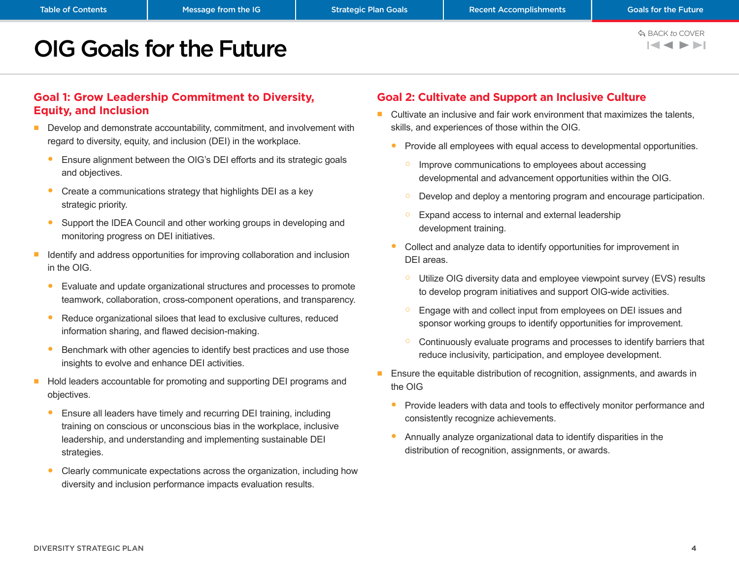# OIG Goals for the Future

## Goal 1: Grow Leadership Commitment to Diversity, Equity, and Inclusion

- Develop and demonstrate accountability, commitment, and involvement with regard to diversity, equity, and inclusion (DEI) in the workplace.
  - Ensure alignment between the OIG's DEI efforts and its strategic goals and objectives.
  - Create a communications strategy that highlights DEI as a key strategic priority.
  - Support the IDEA Council and other working groups in developing and monitoring progress on DEI initiatives.
- Identify and address opportunities for improving collaboration and inclusion in the OIG.
  - Evaluate and update organizational structures and processes to promote teamwork, collaboration, cross-component operations, and transparency.
  - Reduce organizational siloes that lead to exclusive cultures, reduced information sharing, and flawed decision-making.
  - Benchmark with other agencies to identify best practices and use those insights to evolve and enhance DEI activities.
- Hold leaders accountable for promoting and supporting DEI programs and objectives.
  - Ensure all leaders have timely and recurring DEI training, including training on conscious or unconscious bias in the workplace, inclusive leadership, and understanding and implementing sustainable DEI strategies.
  - Clearly communicate expectations across the organization, including how diversity and inclusion performance impacts evaluation results.

## Goal 2: Cultivate and Support an Inclusive Culture

- Cultivate an inclusive and fair work environment that maximizes the talents, skills, and experiences of those within the OIG.
  - Provide all employees with equal access to developmental opportunities.
    - Improve communications to employees about accessing developmental and advancement opportunities within the OIG.
    - Develop and deploy a mentoring program and encourage participation.
    - Expand access to internal and external leadership development training.
  - Collect and analyze data to identify opportunities for improvement in DEI areas.
    - Utilize OIG diversity data and employee viewpoint survey (EVS) results to develop program initiatives and support OIG-wide activities.
    - Engage with and collect input from employees on DEI issues and sponsor working groups to identify opportunities for improvement.
    - Continuously evaluate programs and processes to identify barriers that reduce inclusivity, participation, and employee development.
- Ensure the equitable distribution of recognition, assignments, and awards in the OIG
  - Provide leaders with data and tools to effectively monitor performance and consistently recognize achievements.
  - Annually analyze organizational data to identify disparities in the distribution of recognition, assignments, or awards.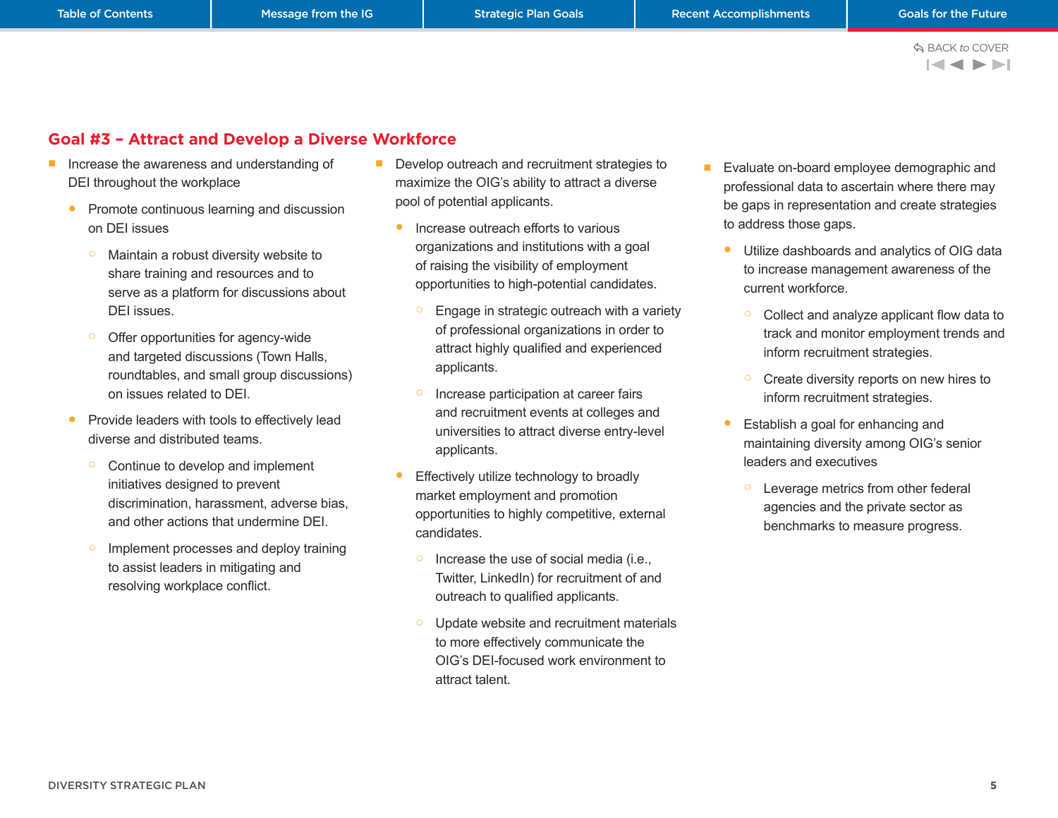## Goal #3 – Attract and Develop a Diverse Workforce

- Increase the awareness and understanding of DEI throughout the workplace
  - Promote continuous learning and discussion on DEI issues
    - Maintain a robust diversity website to share training and resources and to serve as a platform for discussions about DEI issues.
    - Offer opportunities for agency-wide and targeted discussions (Town Halls, roundtables, and small group discussions) on issues related to DEI.
  - Provide leaders with tools to effectively lead diverse and distributed teams.
    - Continue to develop and implement initiatives designed to prevent discrimination, harassment, adverse bias, and other actions that undermine DEI.
    - Implement processes and deploy training to assist leaders in mitigating and resolving workplace conflict.
- Develop outreach and recruitment strategies to maximize the OIG's ability to attract a diverse pool of potential applicants.
  - Increase outreach efforts to various organizations and institutions with a goal of raising the visibility of employment opportunities to high-potential candidates.
    - Engage in strategic outreach with a variety of professional organizations in order to attract highly qualified and experienced applicants.
    - Increase participation at career fairs and recruitment events at colleges and universities to attract diverse entry-level applicants.
  - Effectively utilize technology to broadly market employment and promotion opportunities to highly competitive, external candidates.
    - Increase the use of social media (i.e., Twitter, LinkedIn) for recruitment of and outreach to qualified applicants.
    - Update website and recruitment materials to more effectively communicate the OIG's DEI-focused work environment to attract talent.
- Evaluate on-board employee demographic and professional data to ascertain where there may be gaps in representation and create strategies to address those gaps.
  - Utilize dashboards and analytics of OIG data to increase management awareness of the current workforce.
    - Collect and analyze applicant flow data to track and monitor employment trends and inform recruitment strategies.
    - Create diversity reports on new hires to inform recruitment strategies.
  - Establish a goal for enhancing and maintaining diversity among OIG's senior leaders and executives
    - Leverage metrics from other federal agencies and the private sector as benchmarks to measure progress.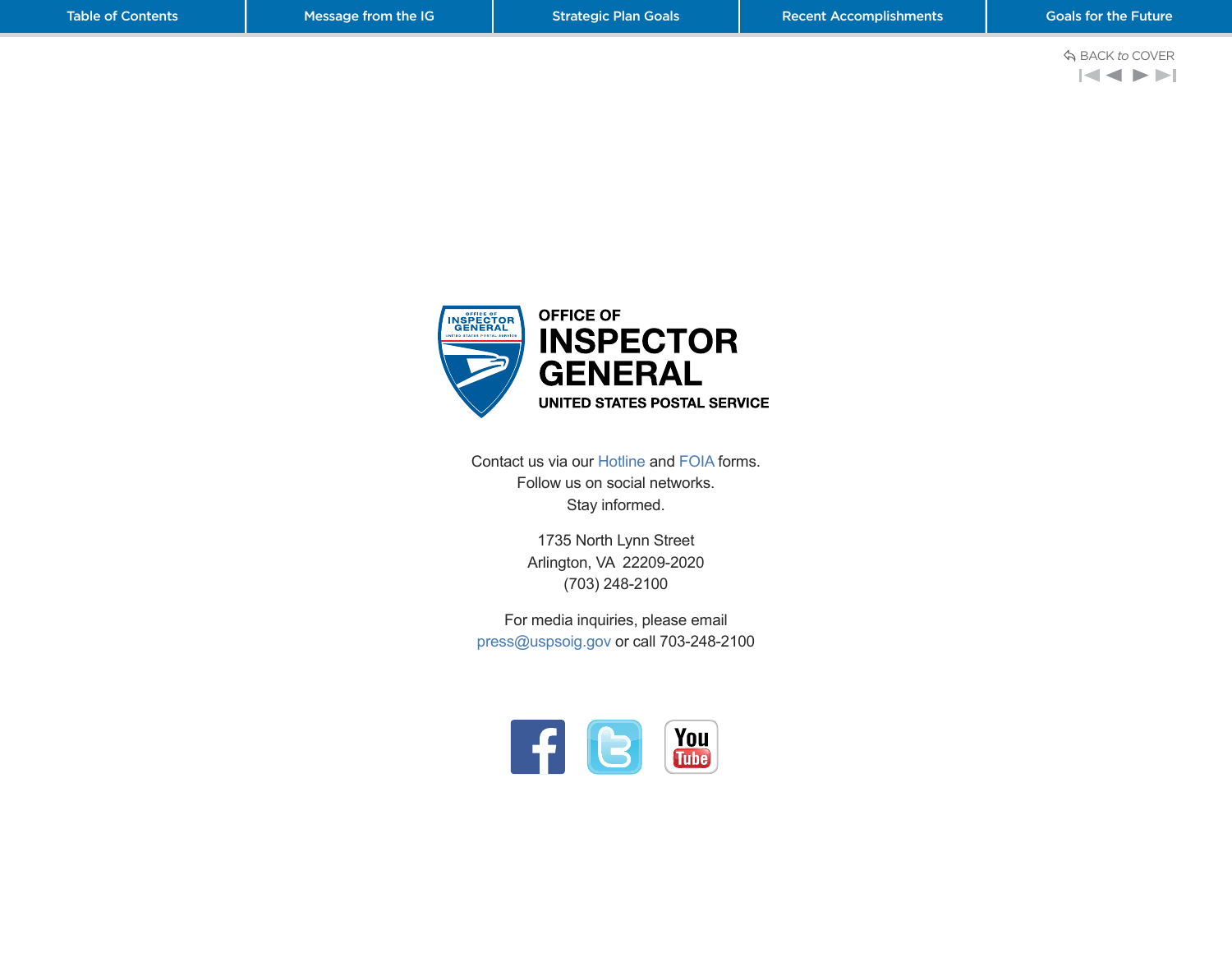OFFICE OF
# INSPECTOR GENERAL
UNITED STATES POSTAL SERVICE

Contact us via our Hotline and FOIA forms.
Follow us on social networks.
Stay informed.

1735 North Lynn Street
Arlington, VA 22209-2020
(703) 248-2100

For media inquiries, please email
press@uspsoig.gov or call 703-248-2100